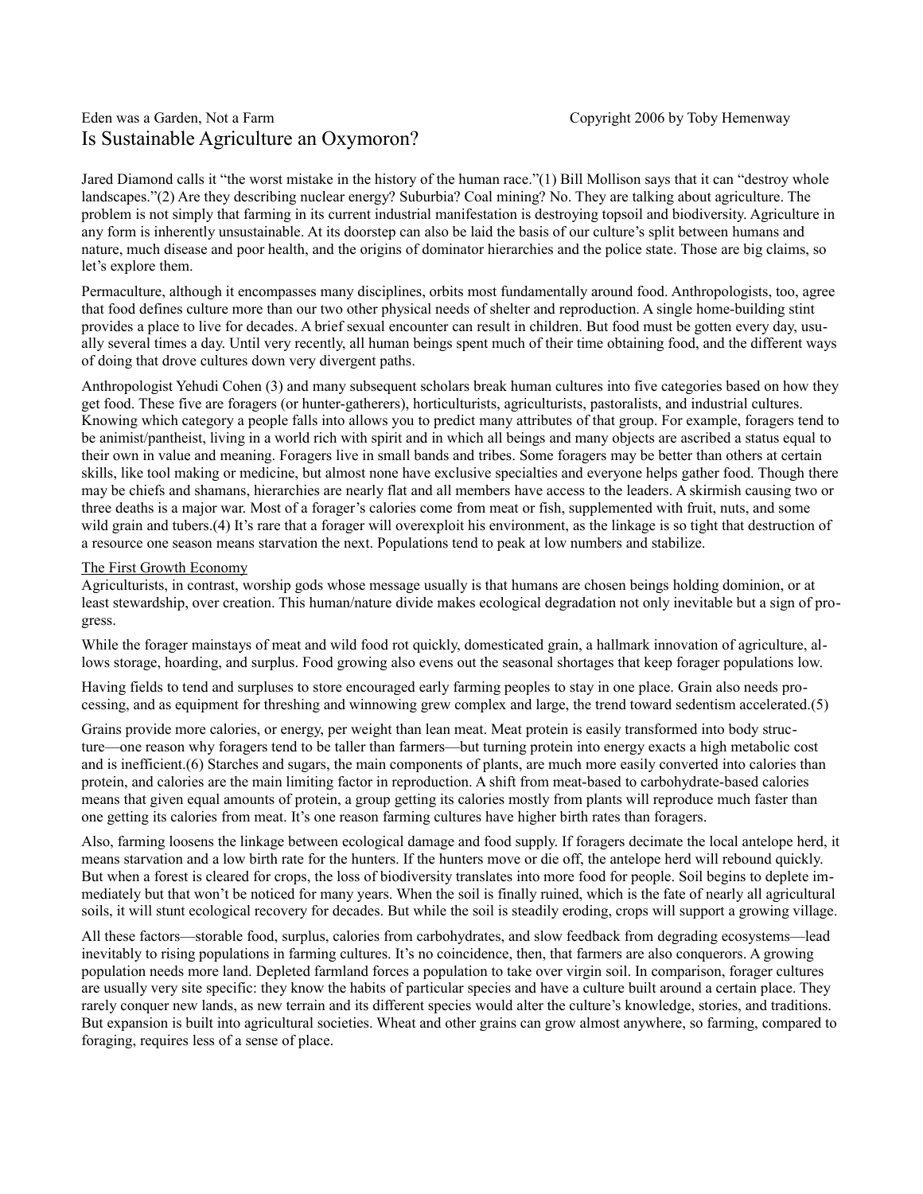Eden was a Garden, Not a Farm

Copyright 2006 by Toby Hemenway

# Is Sustainable Agriculture an Oxymoron?

Jared Diamond calls it "the worst mistake in the history of the human race."(1) Bill Mollison says that it can "destroy whole landscapes."(2) Are they describing nuclear energy? Suburbia? Coal mining? No. They are talking about agriculture. The problem is not simply that farming in its current industrial manifestation is destroying topsoil and biodiversity. Agriculture in any form is inherently unsustainable. At its doorstep can also be laid the basis of our culture's split between humans and nature, much disease and poor health, and the origins of dominator hierarchies and the police state. Those are big claims, so let's explore them.

Permaculture, although it encompasses many disciplines, orbits most fundamentally around food. Anthropologists, too, agree that food defines culture more than our two other physical needs of shelter and reproduction. A single home-building stint provides a place to live for decades. A brief sexual encounter can result in children. But food must be gotten every day, usually several times a day. Until very recently, all human beings spent much of their time obtaining food, and the different ways of doing that drove cultures down very divergent paths.

Anthropologist Yehudi Cohen (3) and many subsequent scholars break human cultures into five categories based on how they get food. These five are foragers (or hunter-gatherers), horticulturists, agriculturists, pastoralists, and industrial cultures. Knowing which category a people falls into allows you to predict many attributes of that group. For example, foragers tend to be animist/pantheist, living in a world rich with spirit and in which all beings and many objects are ascribed a status equal to their own in value and meaning. Foragers live in small bands and tribes. Some foragers may be better than others at certain skills, like tool making or medicine, but almost none have exclusive specialties and everyone helps gather food. Though there may be chiefs and shamans, hierarchies are nearly flat and all members have access to the leaders. A skirmish causing two or three deaths is a major war. Most of a forager's calories come from meat or fish, supplemented with fruit, nuts, and some wild grain and tubers.(4) It's rare that a forager will overexploit his environment, as the linkage is so tight that destruction of a resource one season means starvation the next. Populations tend to peak at low numbers and stabilize.

## The First Growth Economy

Agriculturists, in contrast, worship gods whose message usually is that humans are chosen beings holding dominion, or at least stewardship, over creation. This human/nature divide makes ecological degradation not only inevitable but a sign of progress.

While the forager mainstays of meat and wild food rot quickly, domesticated grain, a hallmark innovation of agriculture, allows storage, hoarding, and surplus. Food growing also evens out the seasonal shortages that keep forager populations low.

Having fields to tend and surpluses to store encouraged early farming peoples to stay in one place. Grain also needs processing, and as equipment for threshing and winnowing grew complex and large, the trend toward sedentism accelerated.(5)

Grains provide more calories, or energy, per weight than lean meat. Meat protein is easily transformed into body structure—one reason why foragers tend to be taller than farmers—but turning protein into energy exacts a high metabolic cost and is inefficient.(6) Starches and sugars, the main components of plants, are much more easily converted into calories than protein, and calories are the main limiting factor in reproduction. A shift from meat-based to carbohydrate-based calories means that given equal amounts of protein, a group getting its calories mostly from plants will reproduce much faster than one getting its calories from meat. It's one reason farming cultures have higher birth rates than foragers.

Also, farming loosens the linkage between ecological damage and food supply. If foragers decimate the local antelope herd, it means starvation and a low birth rate for the hunters. If the hunters move or die off, the antelope herd will rebound quickly. But when a forest is cleared for crops, the loss of biodiversity translates into more food for people. Soil begins to deplete immediately but that won't be noticed for many years. When the soil is finally ruined, which is the fate of nearly all agricultural soils, it will stunt ecological recovery for decades. But while the soil is steadily eroding, crops will support a growing village.

All these factors—storable food, surplus, calories from carbohydrates, and slow feedback from degrading ecosystems—lead inevitably to rising populations in farming cultures. It's no coincidence, then, that farmers are also conquerors. A growing population needs more land. Depleted farmland forces a population to take over virgin soil. In comparison, forager cultures are usually very site specific: they know the habits of particular species and have a culture built around a certain place. They rarely conquer new lands, as new terrain and its different species would alter the culture's knowledge, stories, and traditions. But expansion is built into agricultural societies. Wheat and other grains can grow almost anywhere, so farming, compared to foraging, requires less of a sense of place.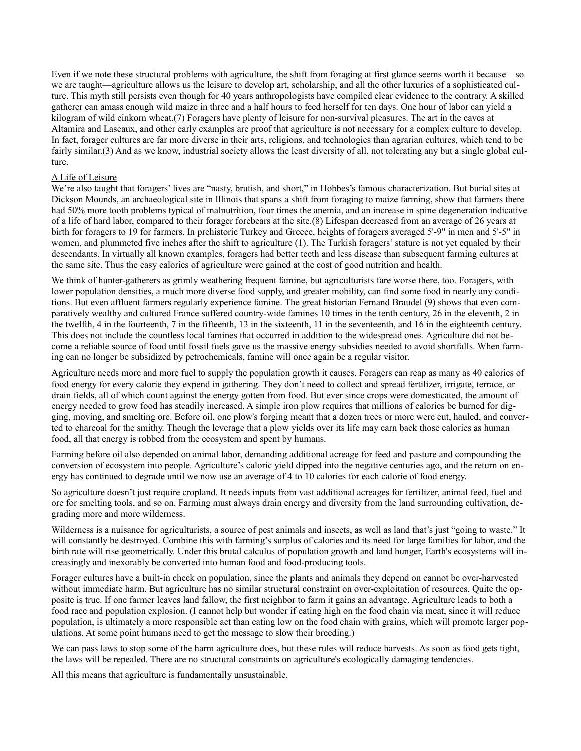Even if we note these structural problems with agriculture, the shift from foraging at first glance seems worth it because—so we are taught—agriculture allows us the leisure to develop art, scholarship, and all the other luxuries of a sophisticated culture. This myth still persists even though for 40 years anthropologists have compiled clear evidence to the contrary. A skilled gatherer can amass enough wild maize in three and a half hours to feed herself for ten days. One hour of labor can yield a kilogram of wild einkorn wheat.(7) Foragers have plenty of leisure for non-survival pleasures. The art in the caves at Altamira and Lascaux, and other early examples are proof that agriculture is not necessary for a complex culture to develop. In fact, forager cultures are far more diverse in their arts, religions, and technologies than agrarian cultures, which tend to be fairly similar.(3) And as we know, industrial society allows the least diversity of all, not tolerating any but a single global culture.

## A Life of Leisure

We're also taught that foragers' lives are "nasty, brutish, and short," in Hobbes's famous characterization. But burial sites at Dickson Mounds, an archaeological site in Illinois that spans a shift from foraging to maize farming, show that farmers there had 50% more tooth problems typical of malnutrition, four times the anemia, and an increase in spine degeneration indicative of a life of hard labor, compared to their forager forebears at the site.(8) Lifespan decreased from an average of 26 years at birth for foragers to 19 for farmers. In prehistoric Turkey and Greece, heights of foragers averaged 5'-9" in men and 5'-5" in women, and plummeted five inches after the shift to agriculture (1). The Turkish foragers' stature is not yet equaled by their descendants. In virtually all known examples, foragers had better teeth and less disease than subsequent farming cultures at the same site. Thus the easy calories of agriculture were gained at the cost of good nutrition and health.

We think of hunter-gatherers as grimly weathering frequent famine, but agriculturists fare worse there, too. Foragers, with lower population densities, a much more diverse food supply, and greater mobility, can find some food in nearly any conditions. But even affluent farmers regularly experience famine. The great historian Fernand Braudel (9) shows that even comparatively wealthy and cultured France suffered country-wide famines 10 times in the tenth century, 26 in the eleventh, 2 in the twelfth, 4 in the fourteenth, 7 in the fifteenth, 13 in the sixteenth, 11 in the seventeenth, and 16 in the eighteenth century. This does not include the countless local famines that occurred in addition to the widespread ones. Agriculture did not become a reliable source of food until fossil fuels gave us the massive energy subsidies needed to avoid shortfalls. When farming can no longer be subsidized by petrochemicals, famine will once again be a regular visitor.

Agriculture needs more and more fuel to supply the population growth it causes. Foragers can reap as many as 40 calories of food energy for every calorie they expend in gathering. They don't need to collect and spread fertilizer, irrigate, terrace, or drain fields, all of which count against the energy gotten from food. But ever since crops were domesticated, the amount of energy needed to grow food has steadily increased. A simple iron plow requires that millions of calories be burned for digging, moving, and smelting ore. Before oil, one plow's forging meant that a dozen trees or more were cut, hauled, and converted to charcoal for the smithy. Though the leverage that a plow yields over its life may earn back those calories as human food, all that energy is robbed from the ecosystem and spent by humans.

Farming before oil also depended on animal labor, demanding additional acreage for feed and pasture and compounding the conversion of ecosystem into people. Agriculture's caloric yield dipped into the negative centuries ago, and the return on energy has continued to degrade until we now use an average of 4 to 10 calories for each calorie of food energy.

So agriculture doesn't just require cropland. It needs inputs from vast additional acreages for fertilizer, animal feed, fuel and ore for smelting tools, and so on. Farming must always drain energy and diversity from the land surrounding cultivation, degrading more and more wilderness.

Wilderness is a nuisance for agriculturists, a source of pest animals and insects, as well as land that's just "going to waste." It will constantly be destroyed. Combine this with farming's surplus of calories and its need for large families for labor, and the birth rate will rise geometrically. Under this brutal calculus of population growth and land hunger, Earth's ecosystems will increasingly and inexorably be converted into human food and food-producing tools.

Forager cultures have a built-in check on population, since the plants and animals they depend on cannot be over-harvested without immediate harm. But agriculture has no similar structural constraint on over-exploitation of resources. Quite the opposite is true. If one farmer leaves land fallow, the first neighbor to farm it gains an advantage. Agriculture leads to both a food race and population explosion. (I cannot help but wonder if eating high on the food chain via meat, since it will reduce population, is ultimately a more responsible act than eating low on the food chain with grains, which will promote larger populations. At some point humans need to get the message to slow their breeding.)

We can pass laws to stop some of the harm agriculture does, but these rules will reduce harvests. As soon as food gets tight, the laws will be repealed. There are no structural constraints on agriculture's ecologically damaging tendencies.

All this means that agriculture is fundamentally unsustainable.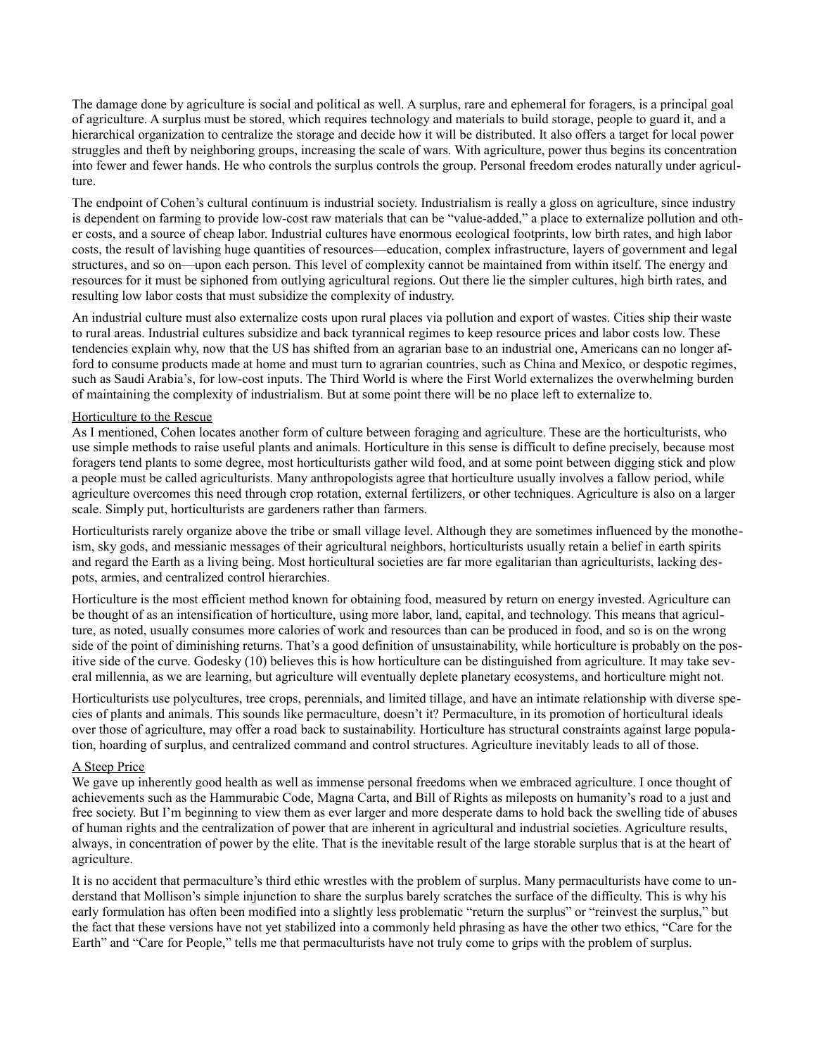The damage done by agriculture is social and political as well. A surplus, rare and ephemeral for foragers, is a principal goal of agriculture. A surplus must be stored, which requires technology and materials to build storage, people to guard it, and a hierarchical organization to centralize the storage and decide how it will be distributed. It also offers a target for local power struggles and theft by neighboring groups, increasing the scale of wars. With agriculture, power thus begins its concentration into fewer and fewer hands. He who controls the surplus controls the group. Personal freedom erodes naturally under agriculture.

The endpoint of Cohen's cultural continuum is industrial society. Industrialism is really a gloss on agriculture, since industry is dependent on farming to provide low-cost raw materials that can be "value-added," a place to externalize pollution and other costs, and a source of cheap labor. Industrial cultures have enormous ecological footprints, low birth rates, and high labor costs, the result of lavishing huge quantities of resources—education, complex infrastructure, layers of government and legal structures, and so on—upon each person. This level of complexity cannot be maintained from within itself. The energy and resources for it must be siphoned from outlying agricultural regions. Out there lie the simpler cultures, high birth rates, and resulting low labor costs that must subsidize the complexity of industry.

An industrial culture must also externalize costs upon rural places via pollution and export of wastes. Cities ship their waste to rural areas. Industrial cultures subsidize and back tyrannical regimes to keep resource prices and labor costs low. These tendencies explain why, now that the US has shifted from an agrarian base to an industrial one, Americans can no longer afford to consume products made at home and must turn to agrarian countries, such as China and Mexico, or despotic regimes, such as Saudi Arabia's, for low-cost inputs. The Third World is where the First World externalizes the overwhelming burden of maintaining the complexity of industrialism. But at some point there will be no place left to externalize to.

## Horticulture to the Rescue

As I mentioned, Cohen locates another form of culture between foraging and agriculture. These are the horticulturists, who use simple methods to raise useful plants and animals. Horticulture in this sense is difficult to define precisely, because most foragers tend plants to some degree, most horticulturists gather wild food, and at some point between digging stick and plow a people must be called agriculturists. Many anthropologists agree that horticulture usually involves a fallow period, while agriculture overcomes this need through crop rotation, external fertilizers, or other techniques. Agriculture is also on a larger scale. Simply put, horticulturists are gardeners rather than farmers.

Horticulturists rarely organize above the tribe or small village level. Although they are sometimes influenced by the monotheism, sky gods, and messianic messages of their agricultural neighbors, horticulturists usually retain a belief in earth spirits and regard the Earth as a living being. Most horticultural societies are far more egalitarian than agriculturists, lacking despots, armies, and centralized control hierarchies.

Horticulture is the most efficient method known for obtaining food, measured by return on energy invested. Agriculture can be thought of as an intensification of horticulture, using more labor, land, capital, and technology. This means that agriculture, as noted, usually consumes more calories of work and resources than can be produced in food, and so is on the wrong side of the point of diminishing returns. That's a good definition of unsustainability, while horticulture is probably on the positive side of the curve. Godesky (10) believes this is how horticulture can be distinguished from agriculture. It may take several millennia, as we are learning, but agriculture will eventually deplete planetary ecosystems, and horticulture might not.

Horticulturists use polycultures, tree crops, perennials, and limited tillage, and have an intimate relationship with diverse species of plants and animals. This sounds like permaculture, doesn't it? Permaculture, in its promotion of horticultural ideals over those of agriculture, may offer a road back to sustainability. Horticulture has structural constraints against large population, hoarding of surplus, and centralized command and control structures. Agriculture inevitably leads to all of those.

## A Steep Price

We gave up inherently good health as well as immense personal freedoms when we embraced agriculture. I once thought of achievements such as the Hammurabic Code, Magna Carta, and Bill of Rights as mileposts on humanity's road to a just and free society. But I'm beginning to view them as ever larger and more desperate dams to hold back the swelling tide of abuses of human rights and the centralization of power that are inherent in agricultural and industrial societies. Agriculture results, always, in concentration of power by the elite. That is the inevitable result of the large storable surplus that is at the heart of agriculture.

It is no accident that permaculture's third ethic wrestles with the problem of surplus. Many permaculturists have come to understand that Mollison's simple injunction to share the surplus barely scratches the surface of the difficulty. This is why his early formulation has often been modified into a slightly less problematic "return the surplus" or "reinvest the surplus," but the fact that these versions have not yet stabilized into a commonly held phrasing as have the other two ethics, "Care for the Earth" and "Care for People," tells me that permaculturists have not truly come to grips with the problem of surplus.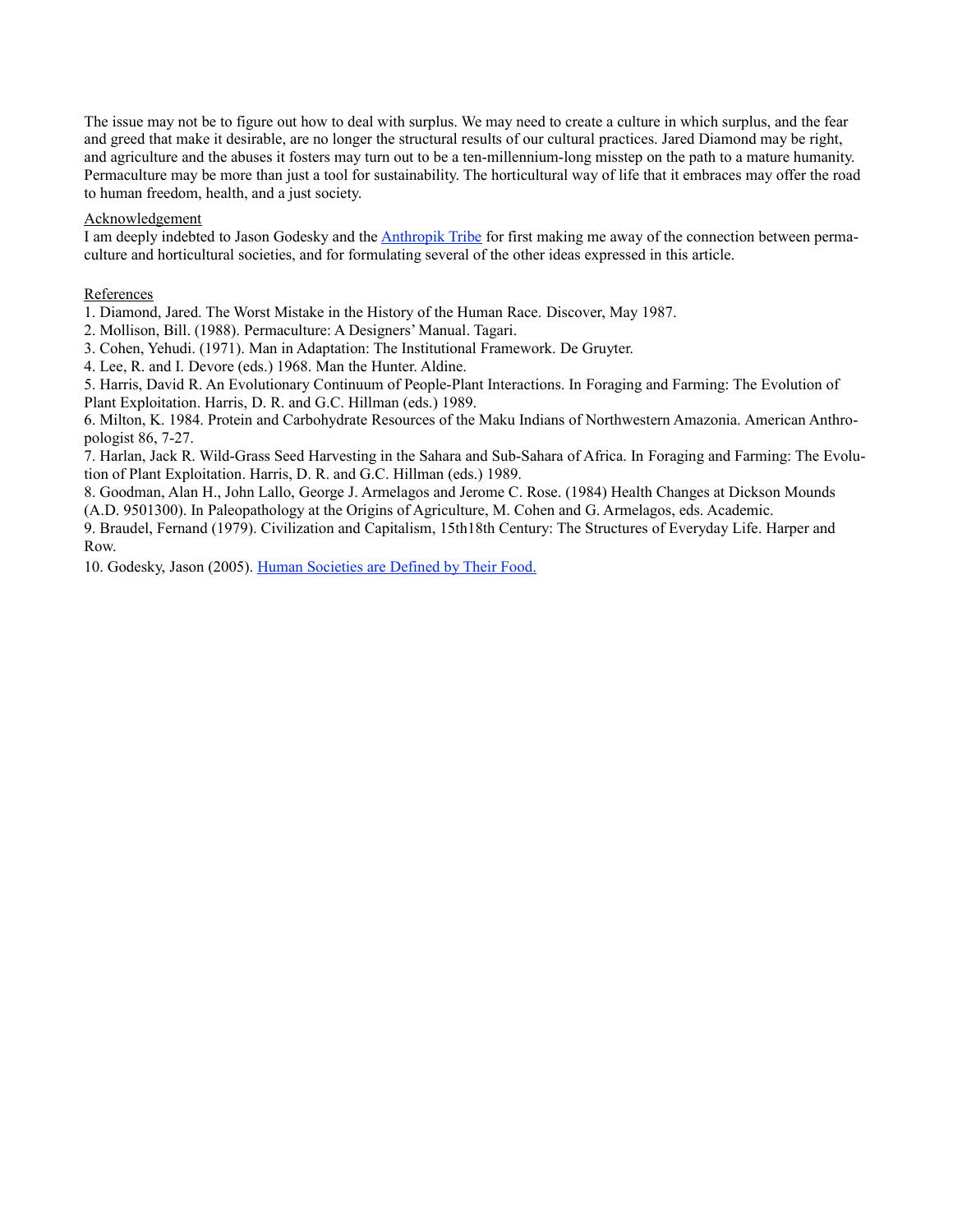The issue may not be to figure out how to deal with surplus. We may need to create a culture in which surplus, and the fear and greed that make it desirable, are no longer the structural results of our cultural practices. Jared Diamond may be right, and agriculture and the abuses it fosters may turn out to be a ten-millennium-long misstep on the path to a mature humanity. Permaculture may be more than just a tool for sustainability. The horticultural way of life that it embraces may offer the road to human freedom, health, and a just society.

Acknowledgement

I am deeply indebted to Jason Godesky and the Anthropik Tribe for first making me away of the connection between permaculture and horticultural societies, and for formulating several of the other ideas expressed in this article.

References

1. Diamond, Jared. The Worst Mistake in the History of the Human Race. Discover, May 1987.
2. Mollison, Bill. (1988). Permaculture: A Designers' Manual. Tagari.
3. Cohen, Yehudi. (1971). Man in Adaptation: The Institutional Framework. De Gruyter.
4. Lee, R. and I. Devore (eds.) 1968. Man the Hunter. Aldine.
5. Harris, David R. An Evolutionary Continuum of People-Plant Interactions. In Foraging and Farming: The Evolution of Plant Exploitation. Harris, D. R. and G.C. Hillman (eds.) 1989.
6. Milton, K. 1984. Protein and Carbohydrate Resources of the Maku Indians of Northwestern Amazonia. American Anthropologist 86, 7-27.
7. Harlan, Jack R. Wild-Grass Seed Harvesting in the Sahara and Sub-Sahara of Africa. In Foraging and Farming: The Evolution of Plant Exploitation. Harris, D. R. and G.C. Hillman (eds.) 1989.
8. Goodman, Alan H., John Lallo, George J. Armelagos and Jerome C. Rose. (1984) Health Changes at Dickson Mounds (A.D. 9501300). In Paleopathology at the Origins of Agriculture, M. Cohen and G. Armelagos, eds. Academic.
9. Braudel, Fernand (1979). Civilization and Capitalism, 15th18th Century: The Structures of Everyday Life. Harper and Row.
10. Godesky, Jason (2005). Human Societies are Defined by Their Food.